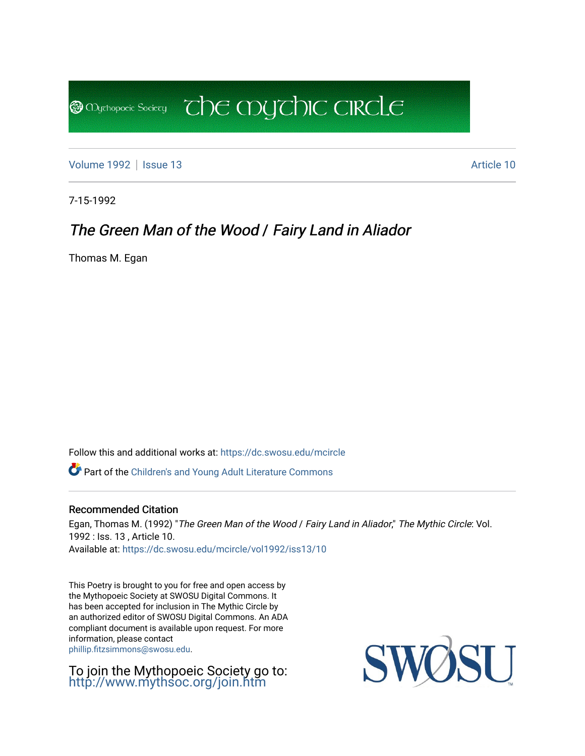Volume 1992 | Issue 13 | Article 10

7-15-1992

# *The Green Man of the Wood / Fairy Land in Aliador*

Thomas M. Egan

Follow this and additional works at: https://dc.swosu.edu/mcircle

Part of the Children's and Young Adult Literature Commons

## Recommended Citation

Egan, Thomas M. (1992) "*The Green Man of the Wood / Fairy Land in Aliador*," *The Mythic Circle*: Vol. 1992 : Iss. 13 , Article 10.
Available at: https://dc.swosu.edu/mcircle/vol1992/iss13/10

This Poetry is brought to you for free and open access by the Mythopoeic Society at SWOSU Digital Commons. It has been accepted for inclusion in The Mythic Circle by an authorized editor of SWOSU Digital Commons. An ADA compliant document is available upon request. For more information, please contact phillip.fitzsimmons@swosu.edu.

To join the Mythopoeic Society go to: http://www.mythsoc.org/join.htm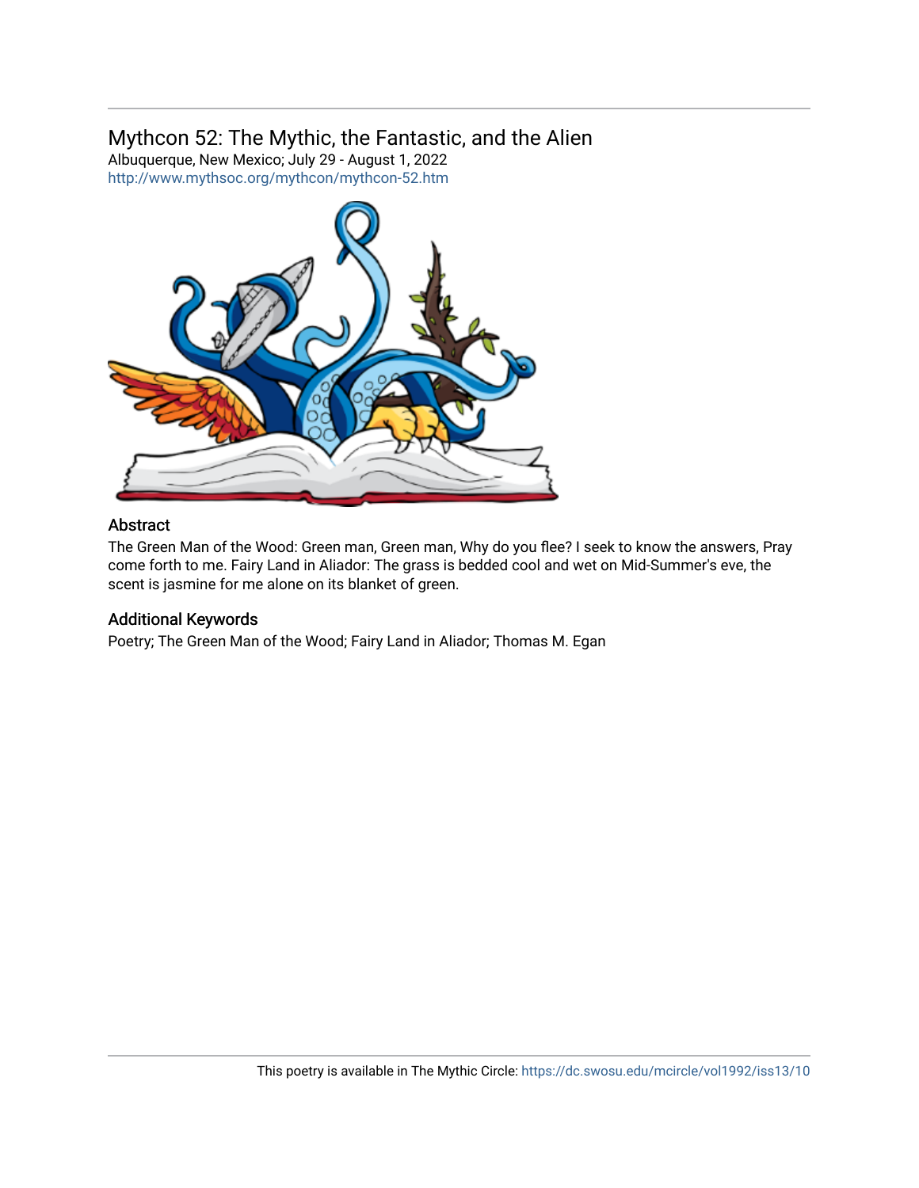# Mythcon 52: The Mythic, the Fantastic, and the Alien

Albuquerque, New Mexico; July 29 - August 1, 2022

http://www.mythsoc.org/mythcon/mythcon-52.htm

## Abstract

The Green Man of the Wood: Green man, Green man, Why do you flee? I seek to know the answers, Pray come forth to me. Fairy Land in Aliador: The grass is bedded cool and wet on Mid-Summer's eve, the scent is jasmine for me alone on its blanket of green.

## Additional Keywords

Poetry; The Green Man of the Wood; Fairy Land in Aliador; Thomas M. Egan

This poetry is available in The Mythic Circle: https://dc.swosu.edu/mcircle/vol1992/iss13/10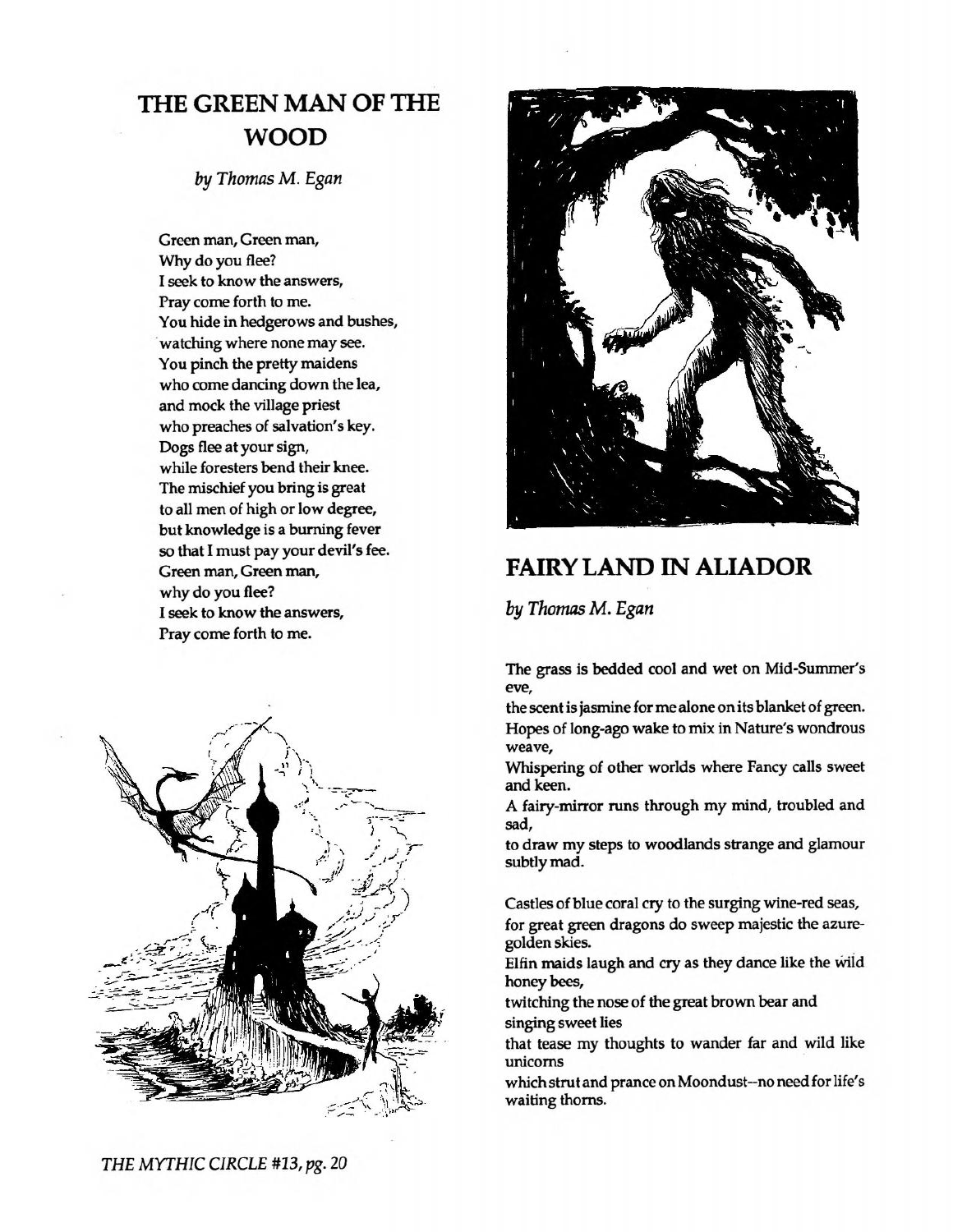## THE GREEN MAN OF THE WOOD

*by Thomas M. Egan*

Green man, Green man,
Why do you flee?
I seek to know the answers,
Pray come forth to me.
You hide in hedgerows and bushes,
watching where none may see.
You pinch the pretty maidens
who come dancing down the lea,
and mock the village priest
who preaches of salvation's key.
Dogs flee at your sign,
while foresters bend their knee.
The mischief you bring is great
to all men of high or low degree,
but knowledge is a burning fever
so that I must pay your devil's fee.
Green man, Green man,
why do you flee?
I seek to know the answers,
Pray come forth to me.

## FAIRY LAND IN ALIADOR

*by Thomas M. Egan*

The grass is bedded cool and wet on Mid-Summer's eve,
the scent is jasmine for me alone on its blanket of green.
Hopes of long-ago wake to mix in Nature's wondrous weave,
Whispering of other worlds where Fancy calls sweet and keen.
A fairy-mirror runs through my mind, troubled and sad,
to draw my steps to woodlands strange and glamour subtly mad.

Castles of blue coral cry to the surging wine-red seas,
for great green dragons do sweep majestic the azure-golden skies.
Elfin maids laugh and cry as they dance like the wild honey bees,
twitching the nose of the great brown bear and singing sweet lies
that tease my thoughts to wander far and wild like unicorns
which strut and prance on Moondust--no need for life's waiting thorns.